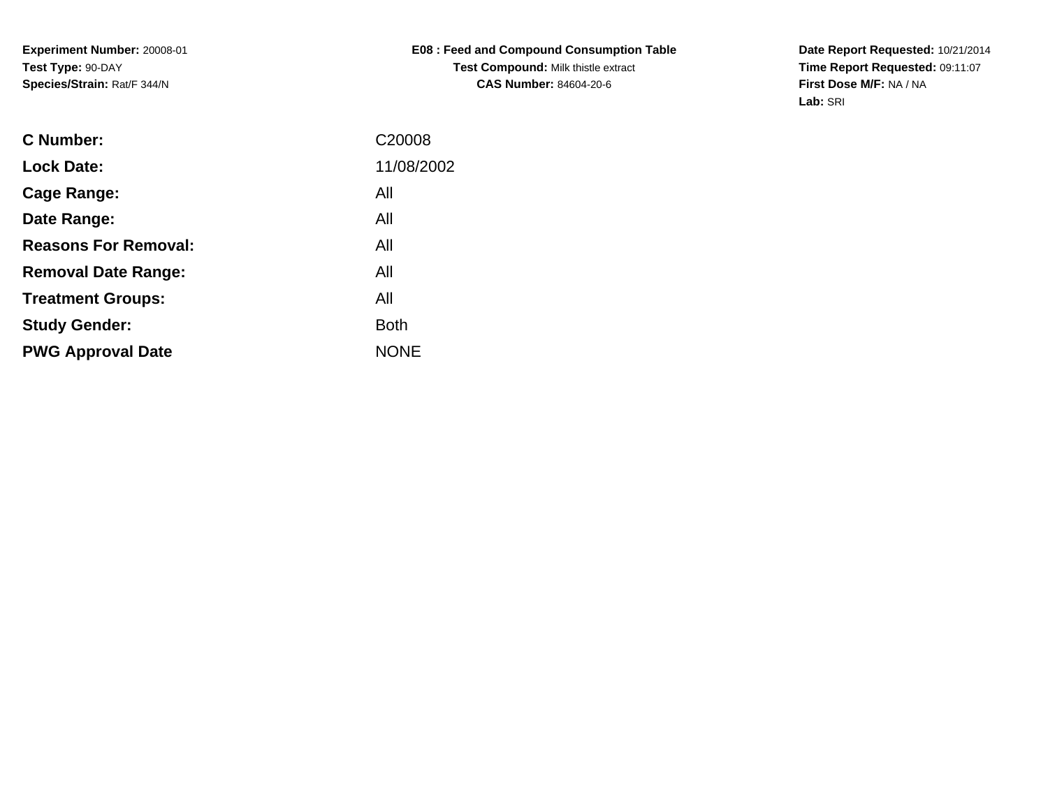**Experiment Number:** 20008-01
**Test Type:** 90-DAY
**Species/Strain:** Rat/F 344/N

**E08 : Feed and Compound Consumption Table**
**Test Compound:** Milk thistle extract
**CAS Number:** 84604-20-6

**Date Report Requested:** 10/21/2014
**Time Report Requested:** 09:11:07
**First Dose M/F:** NA / NA
**Lab:** SRI

| | |
|---|---|
| **C Number:** | C20008 |
| **Lock Date:** | 11/08/2002 |
| **Cage Range:** | All |
| **Date Range:** | All |
| **Reasons For Removal:** | All |
| **Removal Date Range:** | All |
| **Treatment Groups:** | All |
| **Study Gender:** | Both |
| **PWG Approval Date** | NONE |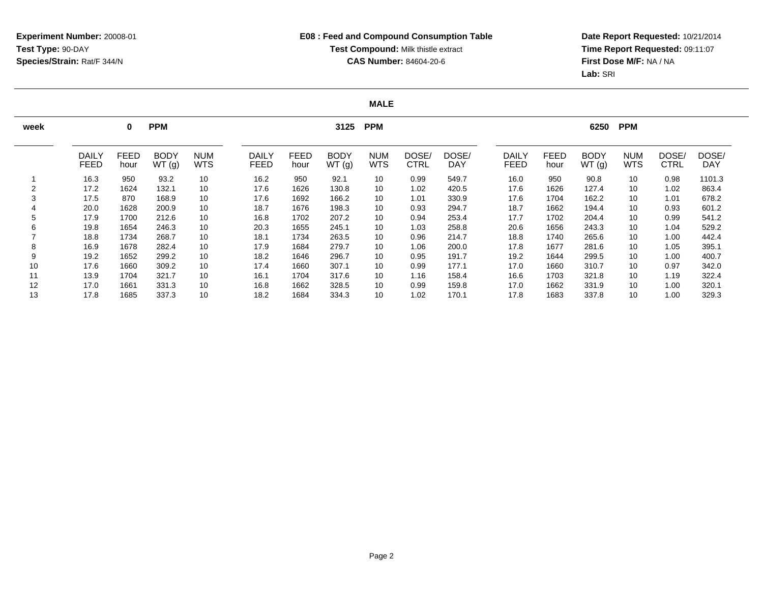**Experiment Number:** 20008-01
**Test Type:** 90-DAY
**Species/Strain:** Rat/F 344/N

**E08 : Feed and Compound Consumption Table**
**Test Compound:** Milk thistle extract
**CAS Number:** 84604-20-6

**Date Report Requested:** 10/21/2014
**Time Report Requested:** 09:11:07
**First Dose M/F:** NA / NA
**Lab:** SRI

**MALE**

| week | 0 PPM | | | | 3125 PPM | | | | | | 6250 PPM | | | | | |
|---|---|---|---|---|---|---|---|---|---|---|---|---|---|---|---|---|
| | DAILY FEED | FEED hour | BODY WT (g) | NUM WTS | DAILY FEED | FEED hour | BODY WT (g) | NUM WTS | DOSE/ CTRL | DOSE/ DAY | DAILY FEED | FEED hour | BODY WT (g) | NUM WTS | DOSE/ CTRL | DOSE/ DAY |
| 1 | 16.3 | 950 | 93.2 | 10 | 16.2 | 950 | 92.1 | 10 | 0.99 | 549.7 | 16.0 | 950 | 90.8 | 10 | 0.98 | 1101.3 |
| 2 | 17.2 | 1624 | 132.1 | 10 | 17.6 | 1626 | 130.8 | 10 | 1.02 | 420.5 | 17.6 | 1626 | 127.4 | 10 | 1.02 | 863.4 |
| 3 | 17.5 | 870 | 168.9 | 10 | 17.6 | 1692 | 166.2 | 10 | 1.01 | 330.9 | 17.6 | 1704 | 162.2 | 10 | 1.01 | 678.2 |
| 4 | 20.0 | 1628 | 200.9 | 10 | 18.7 | 1676 | 198.3 | 10 | 0.93 | 294.7 | 18.7 | 1662 | 194.4 | 10 | 0.93 | 601.2 |
| 5 | 17.9 | 1700 | 212.6 | 10 | 16.8 | 1702 | 207.2 | 10 | 0.94 | 253.4 | 17.7 | 1702 | 204.4 | 10 | 0.99 | 541.2 |
| 6 | 19.8 | 1654 | 246.3 | 10 | 20.3 | 1655 | 245.1 | 10 | 1.03 | 258.8 | 20.6 | 1656 | 243.3 | 10 | 1.04 | 529.2 |
| 7 | 18.8 | 1734 | 268.7 | 10 | 18.1 | 1734 | 263.5 | 10 | 0.96 | 214.7 | 18.8 | 1740 | 265.6 | 10 | 1.00 | 442.4 |
| 8 | 16.9 | 1678 | 282.4 | 10 | 17.9 | 1684 | 279.7 | 10 | 1.06 | 200.0 | 17.8 | 1677 | 281.6 | 10 | 1.05 | 395.1 |
| 9 | 19.2 | 1652 | 299.2 | 10 | 18.2 | 1646 | 296.7 | 10 | 0.95 | 191.7 | 19.2 | 1644 | 299.5 | 10 | 1.00 | 400.7 |
| 10 | 17.6 | 1660 | 309.2 | 10 | 17.4 | 1660 | 307.1 | 10 | 0.99 | 177.1 | 17.0 | 1660 | 310.7 | 10 | 0.97 | 342.0 |
| 11 | 13.9 | 1704 | 321.7 | 10 | 16.1 | 1704 | 317.6 | 10 | 1.16 | 158.4 | 16.6 | 1703 | 321.8 | 10 | 1.19 | 322.4 |
| 12 | 17.0 | 1661 | 331.3 | 10 | 16.8 | 1662 | 328.5 | 10 | 0.99 | 159.8 | 17.0 | 1662 | 331.9 | 10 | 1.00 | 320.1 |
| 13 | 17.8 | 1685 | 337.3 | 10 | 18.2 | 1684 | 334.3 | 10 | 1.02 | 170.1 | 17.8 | 1683 | 337.8 | 10 | 1.00 | 329.3 |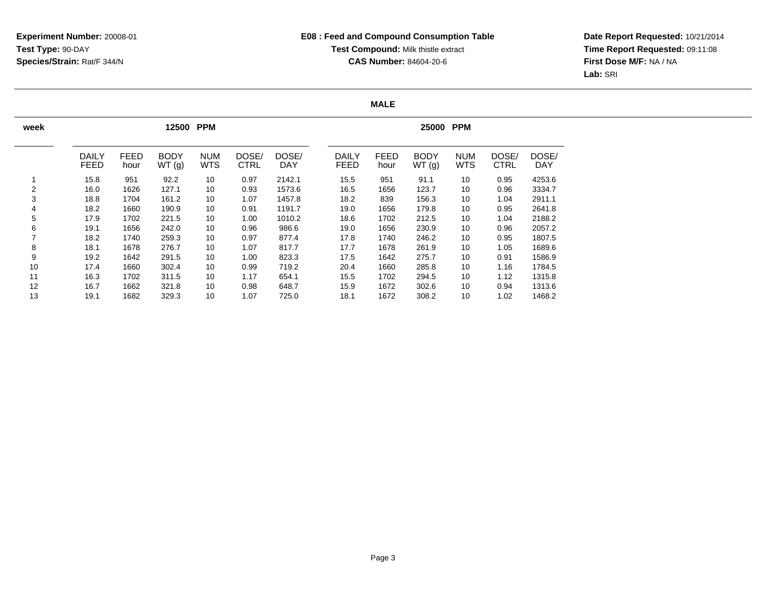**Experiment Number:** 20008-01
**Test Type:** 90-DAY
**Species/Strain:** Rat/F 344/N

**E08 : Feed and Compound Consumption Table**
**Test Compound:** Milk thistle extract
**CAS Number:** 84604-20-6

**Date Report Requested:** 10/21/2014
**Time Report Requested:** 09:11:08
**First Dose M/F:** NA / NA
**Lab:** SRI

**MALE**

| week | 12500 PPM | | | | | | 25000 PPM | | | | | |
|---|---|---|---|---|---|---|---|---|---|---|---|---|
| | DAILY FEED | FEED hour | BODY WT (g) | NUM WTS | DOSE/ CTRL | DOSE/ DAY | DAILY FEED | FEED hour | BODY WT (g) | NUM WTS | DOSE/ CTRL | DOSE/ DAY |
| 1 | 15.8 | 951 | 92.2 | 10 | 0.97 | 2142.1 | 15.5 | 951 | 91.1 | 10 | 0.95 | 4253.6 |
| 2 | 16.0 | 1626 | 127.1 | 10 | 0.93 | 1573.6 | 16.5 | 1656 | 123.7 | 10 | 0.96 | 3334.7 |
| 3 | 18.8 | 1704 | 161.2 | 10 | 1.07 | 1457.8 | 18.2 | 839 | 156.3 | 10 | 1.04 | 2911.1 |
| 4 | 18.2 | 1660 | 190.9 | 10 | 0.91 | 1191.7 | 19.0 | 1656 | 179.8 | 10 | 0.95 | 2641.8 |
| 5 | 17.9 | 1702 | 221.5 | 10 | 1.00 | 1010.2 | 18.6 | 1702 | 212.5 | 10 | 1.04 | 2188.2 |
| 6 | 19.1 | 1656 | 242.0 | 10 | 0.96 | 986.6 | 19.0 | 1656 | 230.9 | 10 | 0.96 | 2057.2 |
| 7 | 18.2 | 1740 | 259.3 | 10 | 0.97 | 877.4 | 17.8 | 1740 | 246.2 | 10 | 0.95 | 1807.5 |
| 8 | 18.1 | 1678 | 276.7 | 10 | 1.07 | 817.7 | 17.7 | 1678 | 261.9 | 10 | 1.05 | 1689.6 |
| 9 | 19.2 | 1642 | 291.5 | 10 | 1.00 | 823.3 | 17.5 | 1642 | 275.7 | 10 | 0.91 | 1586.9 |
| 10 | 17.4 | 1660 | 302.4 | 10 | 0.99 | 719.2 | 20.4 | 1660 | 285.8 | 10 | 1.16 | 1784.5 |
| 11 | 16.3 | 1702 | 311.5 | 10 | 1.17 | 654.1 | 15.5 | 1702 | 294.5 | 10 | 1.12 | 1315.8 |
| 12 | 16.7 | 1662 | 321.8 | 10 | 0.98 | 648.7 | 15.9 | 1672 | 302.6 | 10 | 0.94 | 1313.6 |
| 13 | 19.1 | 1682 | 329.3 | 10 | 1.07 | 725.0 | 18.1 | 1672 | 308.2 | 10 | 1.02 | 1468.2 |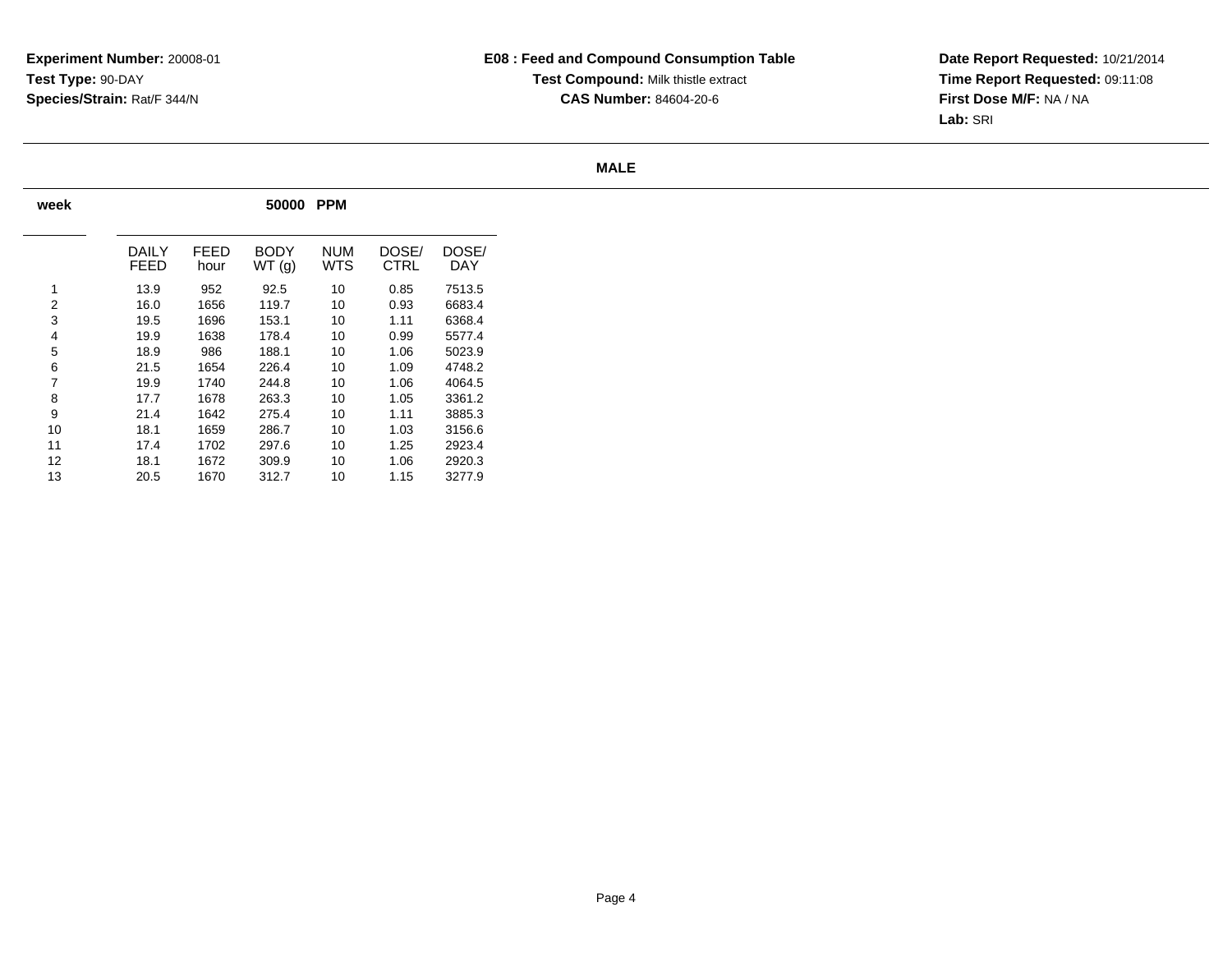**Experiment Number:** 20008-01
**Test Type:** 90-DAY
**Species/Strain:** Rat/F 344/N

**E08 : Feed and Compound Consumption Table**
**Test Compound:** Milk thistle extract
**CAS Number:** 84604-20-6

**Date Report Requested:** 10/21/2014
**Time Report Requested:** 09:11:08
**First Dose M/F:** NA / NA
**Lab:** SRI

**MALE**

| week | 50000 PPM | | | | | |
|---|---|---|---|---|---|---|
| | DAILY FEED | FEED hour | BODY WT (g) | NUM WTS | DOSE/ CTRL | DOSE/ DAY |
| 1 | 13.9 | 952 | 92.5 | 10 | 0.85 | 7513.5 |
| 2 | 16.0 | 1656 | 119.7 | 10 | 0.93 | 6683.4 |
| 3 | 19.5 | 1696 | 153.1 | 10 | 1.11 | 6368.4 |
| 4 | 19.9 | 1638 | 178.4 | 10 | 0.99 | 5577.4 |
| 5 | 18.9 | 986 | 188.1 | 10 | 1.06 | 5023.9 |
| 6 | 21.5 | 1654 | 226.4 | 10 | 1.09 | 4748.2 |
| 7 | 19.9 | 1740 | 244.8 | 10 | 1.06 | 4064.5 |
| 8 | 17.7 | 1678 | 263.3 | 10 | 1.05 | 3361.2 |
| 9 | 21.4 | 1642 | 275.4 | 10 | 1.11 | 3885.3 |
| 10 | 18.1 | 1659 | 286.7 | 10 | 1.03 | 3156.6 |
| 11 | 17.4 | 1702 | 297.6 | 10 | 1.25 | 2923.4 |
| 12 | 18.1 | 1672 | 309.9 | 10 | 1.06 | 2920.3 |
| 13 | 20.5 | 1670 | 312.7 | 10 | 1.15 | 3277.9 |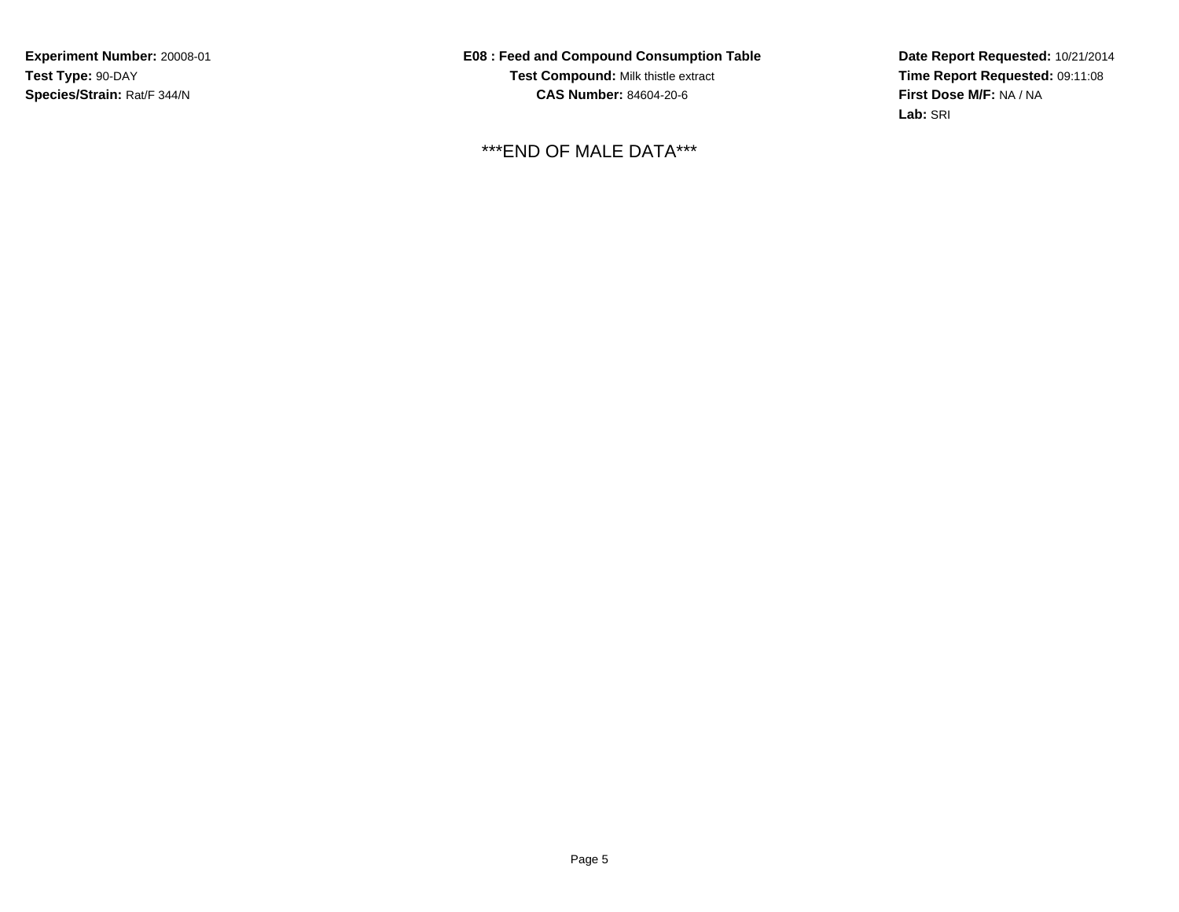**Experiment Number:** 20008-01
**Test Type:** 90-DAY
**Species/Strain:** Rat/F 344/N

**E08 : Feed and Compound Consumption Table**
**Test Compound:** Milk thistle extract
**CAS Number:** 84604-20-6

**Date Report Requested:** 10/21/2014
**Time Report Requested:** 09:11:08
**First Dose M/F:** NA / NA
**Lab:** SRI

***END OF MALE DATA***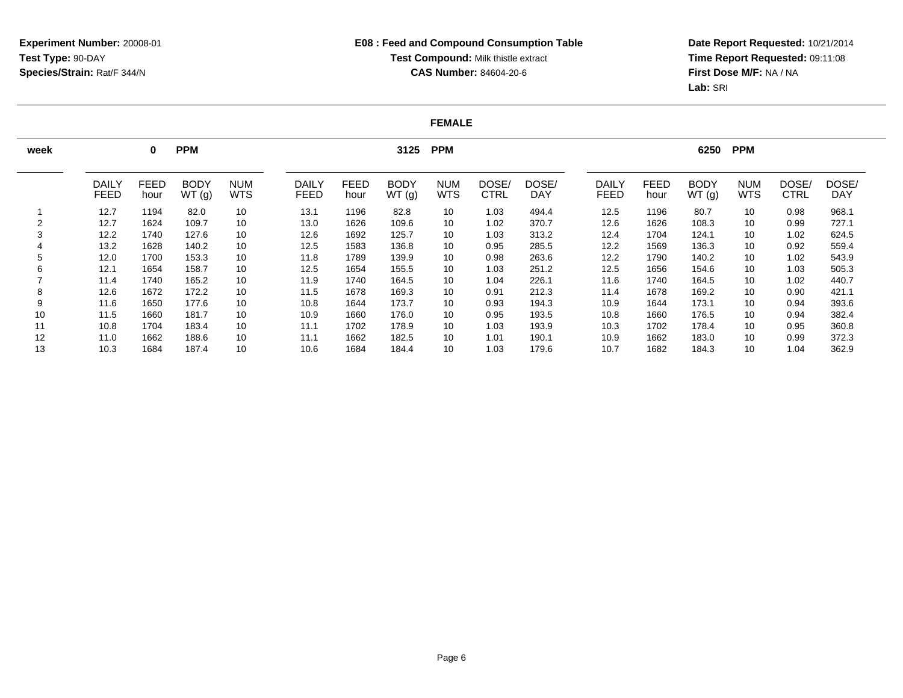**Experiment Number:** 20008-01
**Test Type:** 90-DAY
**Species/Strain:** Rat/F 344/N

**E08 : Feed and Compound Consumption Table**
**Test Compound:** Milk thistle extract
**CAS Number:** 84604-20-6

**Date Report Requested:** 10/21/2014
**Time Report Requested:** 09:11:08
**First Dose M/F:** NA / NA
**Lab:** SRI

**FEMALE**

| week | 0 PPM | | | | 3125 PPM | | | | | | 6250 PPM | | | | | |
|---|---|---|---|---|---|---|---|---|---|---|---|---|---|---|---|---|
| | DAILY FEED | FEED hour | BODY WT (g) | NUM WTS | DAILY FEED | FEED hour | BODY WT (g) | NUM WTS | DOSE/ CTRL | DOSE/ DAY | DAILY FEED | FEED hour | BODY WT (g) | NUM WTS | DOSE/ CTRL | DOSE/ DAY |
| 1 | 12.7 | 1194 | 82.0 | 10 | 13.1 | 1196 | 82.8 | 10 | 1.03 | 494.4 | 12.5 | 1196 | 80.7 | 10 | 0.98 | 968.1 |
| 2 | 12.7 | 1624 | 109.7 | 10 | 13.0 | 1626 | 109.6 | 10 | 1.02 | 370.7 | 12.6 | 1626 | 108.3 | 10 | 0.99 | 727.1 |
| 3 | 12.2 | 1740 | 127.6 | 10 | 12.6 | 1692 | 125.7 | 10 | 1.03 | 313.2 | 12.4 | 1704 | 124.1 | 10 | 1.02 | 624.5 |
| 4 | 13.2 | 1628 | 140.2 | 10 | 12.5 | 1583 | 136.8 | 10 | 0.95 | 285.5 | 12.2 | 1569 | 136.3 | 10 | 0.92 | 559.4 |
| 5 | 12.0 | 1700 | 153.3 | 10 | 11.8 | 1789 | 139.9 | 10 | 0.98 | 263.6 | 12.2 | 1790 | 140.2 | 10 | 1.02 | 543.9 |
| 6 | 12.1 | 1654 | 158.7 | 10 | 12.5 | 1654 | 155.5 | 10 | 1.03 | 251.2 | 12.5 | 1656 | 154.6 | 10 | 1.03 | 505.3 |
| 7 | 11.4 | 1740 | 165.2 | 10 | 11.9 | 1740 | 164.5 | 10 | 1.04 | 226.1 | 11.6 | 1740 | 164.5 | 10 | 1.02 | 440.7 |
| 8 | 12.6 | 1672 | 172.2 | 10 | 11.5 | 1678 | 169.3 | 10 | 0.91 | 212.3 | 11.4 | 1678 | 169.2 | 10 | 0.90 | 421.1 |
| 9 | 11.6 | 1650 | 177.6 | 10 | 10.8 | 1644 | 173.7 | 10 | 0.93 | 194.3 | 10.9 | 1644 | 173.1 | 10 | 0.94 | 393.6 |
| 10 | 11.5 | 1660 | 181.7 | 10 | 10.9 | 1660 | 176.0 | 10 | 0.95 | 193.5 | 10.8 | 1660 | 176.5 | 10 | 0.94 | 382.4 |
| 11 | 10.8 | 1704 | 183.4 | 10 | 11.1 | 1702 | 178.9 | 10 | 1.03 | 193.9 | 10.3 | 1702 | 178.4 | 10 | 0.95 | 360.8 |
| 12 | 11.0 | 1662 | 188.6 | 10 | 11.1 | 1662 | 182.5 | 10 | 1.01 | 190.1 | 10.9 | 1662 | 183.0 | 10 | 0.99 | 372.3 |
| 13 | 10.3 | 1684 | 187.4 | 10 | 10.6 | 1684 | 184.4 | 10 | 1.03 | 179.6 | 10.7 | 1682 | 184.3 | 10 | 1.04 | 362.9 |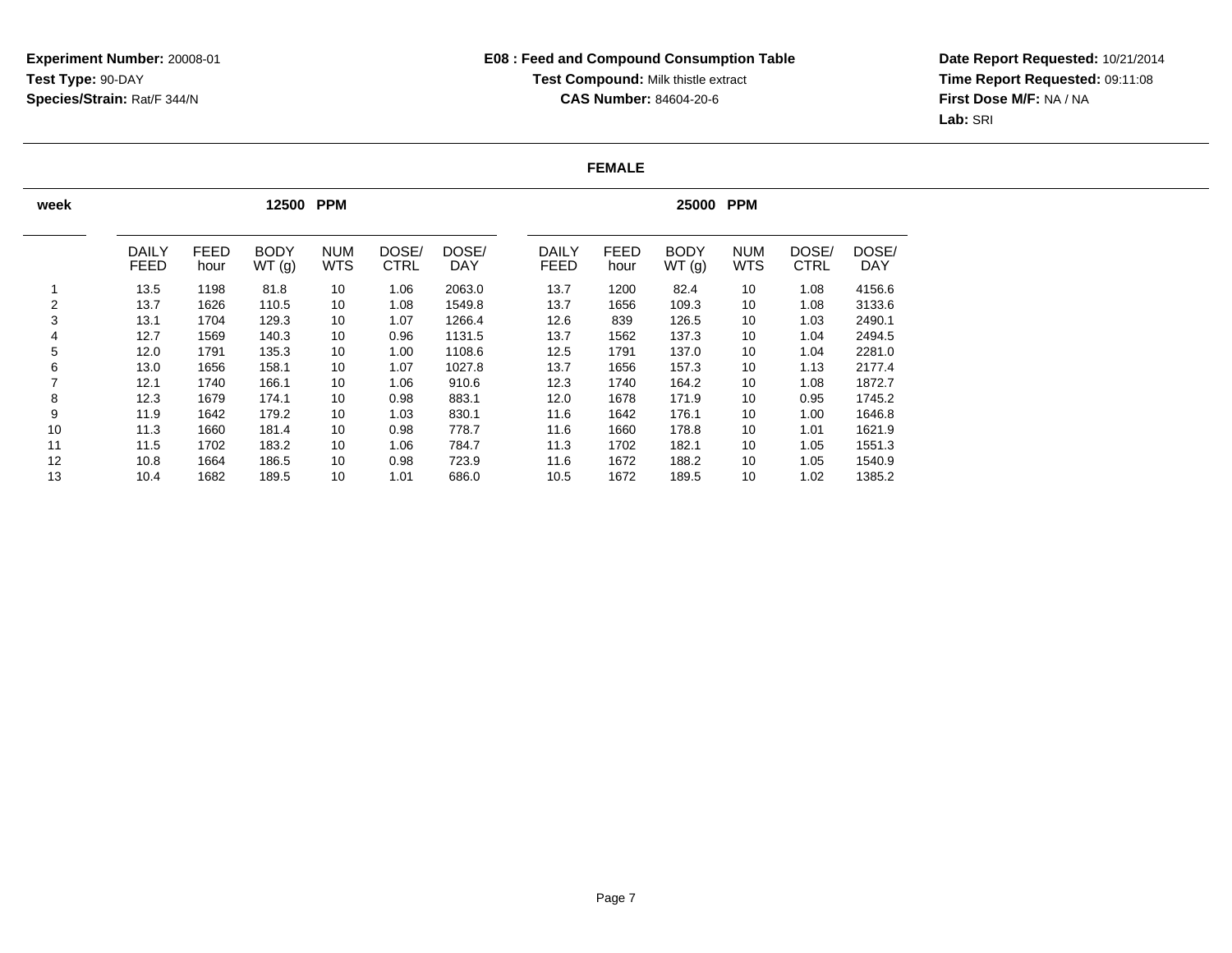**Experiment Number:** 20008-01
**Test Type:** 90-DAY
**Species/Strain:** Rat/F 344/N

**E08 : Feed and Compound Consumption Table**
**Test Compound:** Milk thistle extract
**CAS Number:** 84604-20-6

**Date Report Requested:** 10/21/2014
**Time Report Requested:** 09:11:08
**First Dose M/F:** NA / NA
**Lab:** SRI

**FEMALE**

| week | 12500 PPM | | | | | | 25000 PPM | | | | | |
|---|---|---|---|---|---|---|---|---|---|---|---|---|
| | DAILY FEED | FEED hour | BODY WT (g) | NUM WTS | DOSE/ CTRL | DOSE/ DAY | DAILY FEED | FEED hour | BODY WT (g) | NUM WTS | DOSE/ CTRL | DOSE/ DAY |
| 1 | 13.5 | 1198 | 81.8 | 10 | 1.06 | 2063.0 | 13.7 | 1200 | 82.4 | 10 | 1.08 | 4156.6 |
| 2 | 13.7 | 1626 | 110.5 | 10 | 1.08 | 1549.8 | 13.7 | 1656 | 109.3 | 10 | 1.08 | 3133.6 |
| 3 | 13.1 | 1704 | 129.3 | 10 | 1.07 | 1266.4 | 12.6 | 839 | 126.5 | 10 | 1.03 | 2490.1 |
| 4 | 12.7 | 1569 | 140.3 | 10 | 0.96 | 1131.5 | 13.7 | 1562 | 137.3 | 10 | 1.04 | 2494.5 |
| 5 | 12.0 | 1791 | 135.3 | 10 | 1.00 | 1108.6 | 12.5 | 1791 | 137.0 | 10 | 1.04 | 2281.0 |
| 6 | 13.0 | 1656 | 158.1 | 10 | 1.07 | 1027.8 | 13.7 | 1656 | 157.3 | 10 | 1.13 | 2177.4 |
| 7 | 12.1 | 1740 | 166.1 | 10 | 1.06 | 910.6 | 12.3 | 1740 | 164.2 | 10 | 1.08 | 1872.7 |
| 8 | 12.3 | 1679 | 174.1 | 10 | 0.98 | 883.1 | 12.0 | 1678 | 171.9 | 10 | 0.95 | 1745.2 |
| 9 | 11.9 | 1642 | 179.2 | 10 | 1.03 | 830.1 | 11.6 | 1642 | 176.1 | 10 | 1.00 | 1646.8 |
| 10 | 11.3 | 1660 | 181.4 | 10 | 0.98 | 778.7 | 11.6 | 1660 | 178.8 | 10 | 1.01 | 1621.9 |
| 11 | 11.5 | 1702 | 183.2 | 10 | 1.06 | 784.7 | 11.3 | 1702 | 182.1 | 10 | 1.05 | 1551.3 |
| 12 | 10.8 | 1664 | 186.5 | 10 | 0.98 | 723.9 | 11.6 | 1672 | 188.2 | 10 | 1.05 | 1540.9 |
| 13 | 10.4 | 1682 | 189.5 | 10 | 1.01 | 686.0 | 10.5 | 1672 | 189.5 | 10 | 1.02 | 1385.2 |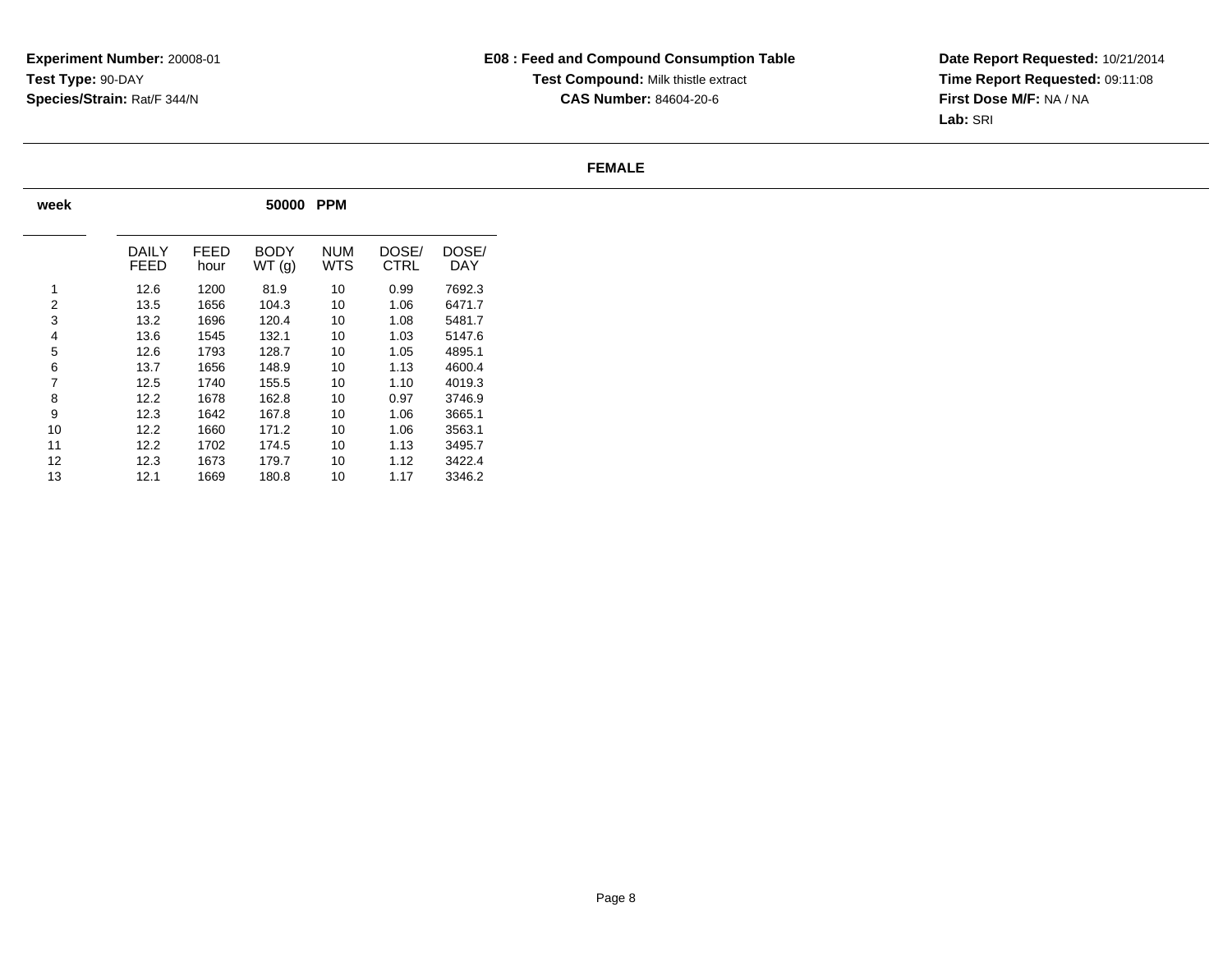**Experiment Number:** 20008-01
**Test Type:** 90-DAY
**Species/Strain:** Rat/F 344/N

**E08 : Feed and Compound Consumption Table**
**Test Compound:** Milk thistle extract
**CAS Number:** 84604-20-6

**Date Report Requested:** 10/21/2014
**Time Report Requested:** 09:11:08
**First Dose M/F:** NA / NA
**Lab:** SRI

**FEMALE**

| week | 50000 PPM | | | | | |
|---|---|---|---|---|---|---|
| | DAILY FEED | FEED hour | BODY WT (g) | NUM WTS | DOSE/ CTRL | DOSE/ DAY |
| 1 | 12.6 | 1200 | 81.9 | 10 | 0.99 | 7692.3 |
| 2 | 13.5 | 1656 | 104.3 | 10 | 1.06 | 6471.7 |
| 3 | 13.2 | 1696 | 120.4 | 10 | 1.08 | 5481.7 |
| 4 | 13.6 | 1545 | 132.1 | 10 | 1.03 | 5147.6 |
| 5 | 12.6 | 1793 | 128.7 | 10 | 1.05 | 4895.1 |
| 6 | 13.7 | 1656 | 148.9 | 10 | 1.13 | 4600.4 |
| 7 | 12.5 | 1740 | 155.5 | 10 | 1.10 | 4019.3 |
| 8 | 12.2 | 1678 | 162.8 | 10 | 0.97 | 3746.9 |
| 9 | 12.3 | 1642 | 167.8 | 10 | 1.06 | 3665.1 |
| 10 | 12.2 | 1660 | 171.2 | 10 | 1.06 | 3563.1 |
| 11 | 12.2 | 1702 | 174.5 | 10 | 1.13 | 3495.7 |
| 12 | 12.3 | 1673 | 179.7 | 10 | 1.12 | 3422.4 |
| 13 | 12.1 | 1669 | 180.8 | 10 | 1.17 | 3346.2 |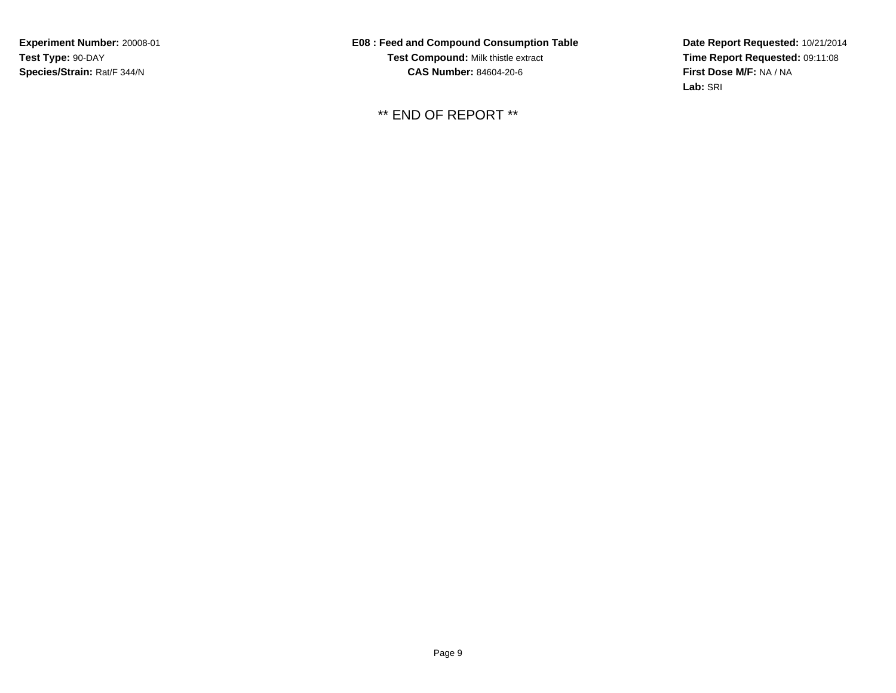**Experiment Number:** 20008-01
**Test Type:** 90-DAY
**Species/Strain:** Rat/F 344/N

**E08 : Feed and Compound Consumption Table**
**Test Compound:** Milk thistle extract
**CAS Number:** 84604-20-6

**Date Report Requested:** 10/21/2014
**Time Report Requested:** 09:11:08
**First Dose M/F:** NA / NA
**Lab:** SRI

** END OF REPORT **